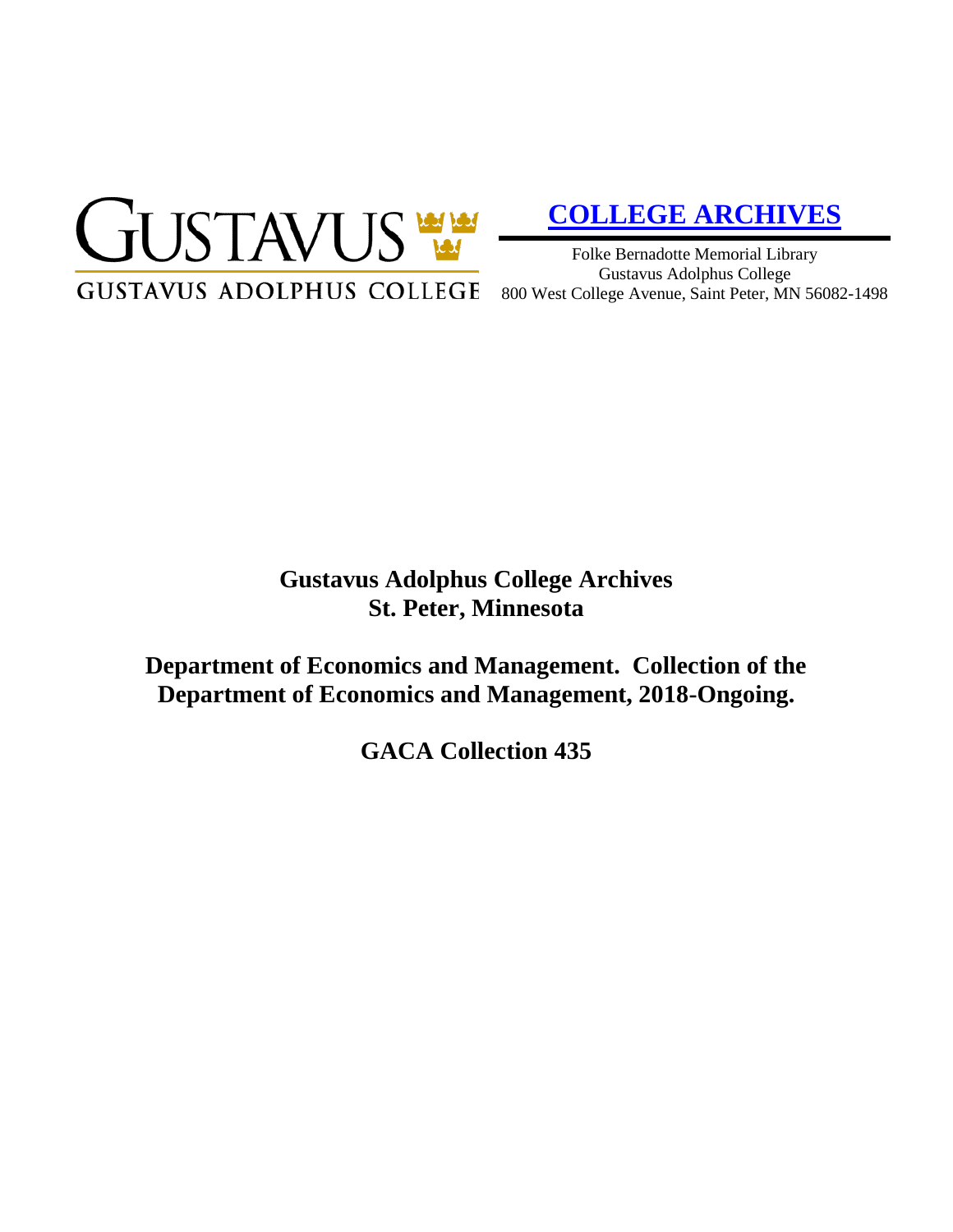GUSTAVUS

GUSTAVUS ADOLPHUS COLLEGE

**COLLEGE ARCHIVES**

Folke Bernadotte Memorial Library
Gustavus Adolphus College
800 West College Avenue, Saint Peter, MN 56082-1498

# Gustavus Adolphus College Archives
# St. Peter, Minnesota

## Department of Economics and Management. Collection of the Department of Economics and Management, 2018-Ongoing.

## GACA Collection 435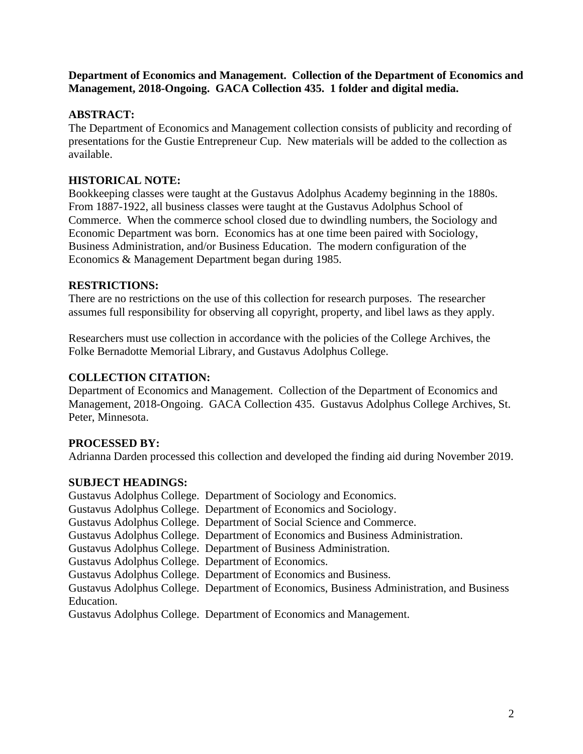**Department of Economics and Management. Collection of the Department of Economics and Management, 2018-Ongoing. GACA Collection 435. 1 folder and digital media.**

**ABSTRACT:**

The Department of Economics and Management collection consists of publicity and recording of presentations for the Gustie Entrepreneur Cup. New materials will be added to the collection as available.

**HISTORICAL NOTE:**

Bookkeeping classes were taught at the Gustavus Adolphus Academy beginning in the 1880s. From 1887-1922, all business classes were taught at the Gustavus Adolphus School of Commerce. When the commerce school closed due to dwindling numbers, the Sociology and Economic Department was born. Economics has at one time been paired with Sociology, Business Administration, and/or Business Education. The modern configuration of the Economics & Management Department began during 1985.

**RESTRICTIONS:**

There are no restrictions on the use of this collection for research purposes. The researcher assumes full responsibility for observing all copyright, property, and libel laws as they apply.

Researchers must use collection in accordance with the policies of the College Archives, the Folke Bernadotte Memorial Library, and Gustavus Adolphus College.

**COLLECTION CITATION:**

Department of Economics and Management. Collection of the Department of Economics and Management, 2018-Ongoing. GACA Collection 435. Gustavus Adolphus College Archives, St. Peter, Minnesota.

**PROCESSED BY:**

Adrianna Darden processed this collection and developed the finding aid during November 2019.

**SUBJECT HEADINGS:**

Gustavus Adolphus College. Department of Sociology and Economics.
Gustavus Adolphus College. Department of Economics and Sociology.
Gustavus Adolphus College. Department of Social Science and Commerce.
Gustavus Adolphus College. Department of Economics and Business Administration.
Gustavus Adolphus College. Department of Business Administration.
Gustavus Adolphus College. Department of Economics.
Gustavus Adolphus College. Department of Economics and Business.
Gustavus Adolphus College. Department of Economics, Business Administration, and Business Education.
Gustavus Adolphus College. Department of Economics and Management.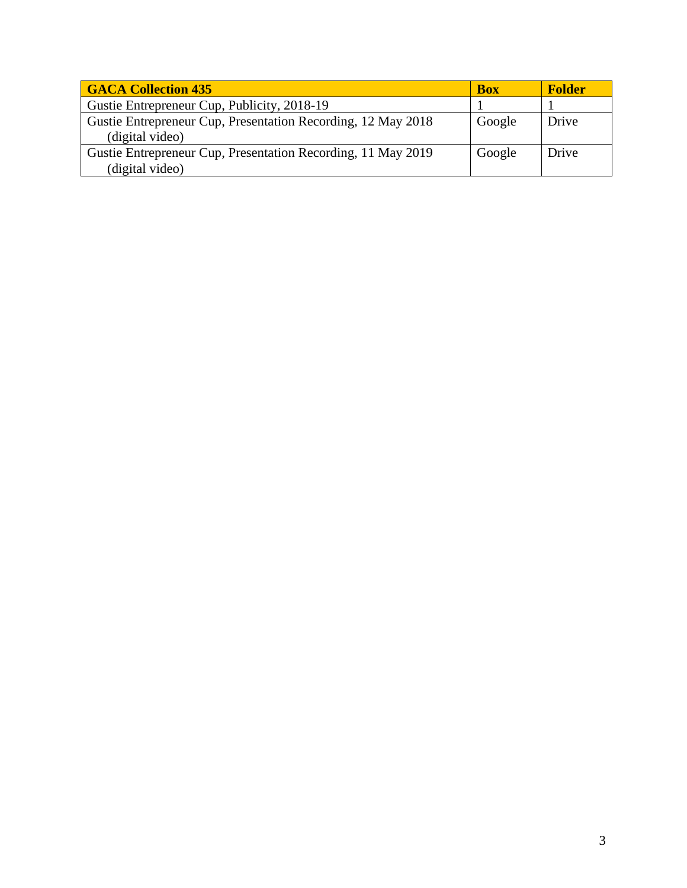| **GACA Collection 435** | **Box** | **Folder** |
| --- | --- | --- |
| Gustie Entrepreneur Cup, Publicity, 2018-19 | 1 | 1 |
| Gustie Entrepreneur Cup, Presentation Recording, 12 May 2018 (digital video) | Google | Drive |
| Gustie Entrepreneur Cup, Presentation Recording, 11 May 2019 (digital video) | Google | Drive |